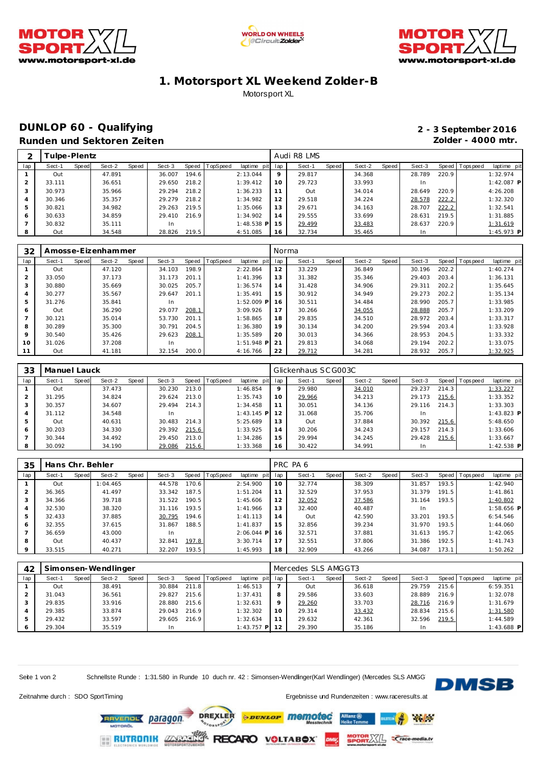# 1. Motorsport XL Weekend Zolder-B

Motorsport XL

## DUNLOP 60 - Qualifying

**Runden und Sektoren Zeiten**

**2 - 3 September 2016**

**Zolder - 4000 mtr.**

| 2 | Tulpe-Plentz | | | | | | | | Audi R8 LMS | | | | | | | | |
|---|---|---|---|---|---|---|---|---|---|---|---|---|---|---|---|---|---|
| lap | Sect-1 | Speed | Sect-2 | Speed | Sect-3 | Speed | TopSpeed | laptime pit | lap | Sect-1 | Speed | Sect-2 | Speed | Sect-3 | Speed | Topspeed | laptime pit |
| 1 | Out | | 47.891 | | 36.007 | 194.6 | | 2:13.044 | 9 | 29.817 | | 34.368 | | 28.789 | 220.9 | | 1:32.974 |
| 2 | 33.111 | | 36.651 | | 29.650 | 218.2 | | 1:39.412 | 10 | 29.723 | | 33.993 | | In | | | 1:42.087 P |
| 3 | 30.973 | | 35.966 | | 29.294 | 218.2 | | 1:36.233 | 11 | Out | | 34.014 | | 28.649 | 220.9 | | 4:26.208 |
| 4 | 30.346 | | 35.357 | | 29.279 | 218.2 | | 1:34.982 | 12 | 29.518 | | 34.224 | | 28.578 | 222.2 | | 1:32.320 |
| 5 | 30.821 | | 34.982 | | 29.263 | 219.5 | | 1:35.066 | 13 | 29.671 | | 34.163 | | 28.707 | 222.2 | | 1:32.541 |
| 6 | 30.633 | | 34.859 | | 29.410 | 216.9 | | 1:34.902 | 14 | 29.555 | | 33.699 | | 28.631 | 219.5 | | 1:31.885 |
| 7 | 30.832 | | 35.111 | | In | | | 1:48.538 P | 15 | 29.499 | | 33.483 | | 28.637 | 220.9 | | 1:31.619 |
| 8 | Out | | 34.548 | | 28.826 | 219.5 | | 4:51.085 | 16 | 32.734 | | 35.465 | | In | | | 1:45.973 P |

| 32 | Amosse-Eizenhammer | | | | | | | | Norma | | | | | | | | |
|---|---|---|---|---|---|---|---|---|---|---|---|---|---|---|---|---|---|
| lap | Sect-1 | Speed | Sect-2 | Speed | Sect-3 | Speed | TopSpeed | laptime pit | lap | Sect-1 | Speed | Sect-2 | Speed | Sect-3 | Speed | Topspeed | laptime pit |
| 1 | Out | | 47.120 | | 34.103 | 198.9 | | 2:22.864 | 12 | 33.229 | | 36.849 | | 30.196 | 202.2 | | 1:40.274 |
| 2 | 33.050 | | 37.173 | | 31.173 | 201.1 | | 1:41.396 | 13 | 31.382 | | 35.346 | | 29.403 | 203.4 | | 1:36.131 |
| 3 | 30.880 | | 35.669 | | 30.025 | 205.7 | | 1:36.574 | 14 | 31.428 | | 34.906 | | 29.311 | 202.2 | | 1:35.645 |
| 4 | 30.277 | | 35.567 | | 29.647 | 201.1 | | 1:35.491 | 15 | 30.912 | | 34.949 | | 29.273 | 202.2 | | 1:35.134 |
| 5 | 31.276 | | 35.841 | | In | | | 1:52.009 P | 16 | 30.511 | | 34.484 | | 28.990 | 205.7 | | 1:33.985 |
| 6 | Out | | 36.290 | | 29.077 | 208.1 | | 3:09.926 | 17 | 30.266 | | 34.055 | | 28.888 | 205.7 | | 1:33.209 |
| 7 | 30.121 | | 35.014 | | 53.730 | 201.1 | | 1:58.865 | 18 | 29.835 | | 34.510 | | 28.972 | 203.4 | | 1:33.317 |
| 8 | 30.289 | | 35.300 | | 30.791 | 204.5 | | 1:36.380 | 19 | 30.134 | | 34.200 | | 29.594 | 203.4 | | 1:33.928 |
| 9 | 30.540 | | 35.426 | | 29.623 | 208.1 | | 1:35.589 | 20 | 30.013 | | 34.366 | | 28.953 | 204.5 | | 1:33.332 |
| 10 | 31.026 | | 37.208 | | In | | | 1:51.948 P | 21 | 29.813 | | 34.068 | | 29.194 | 202.2 | | 1:33.075 |
| 11 | Out | | 41.181 | | 32.154 | 200.0 | | 4:16.766 | 22 | 29.712 | | 34.281 | | 28.932 | 205.7 | | 1:32.925 |

| 33 | Manuel Lauck | | | | | | | | Glickenhaus SCG003C | | | | | | | | |
|---|---|---|---|---|---|---|---|---|---|---|---|---|---|---|---|---|---|
| lap | Sect-1 | Speed | Sect-2 | Speed | Sect-3 | Speed | TopSpeed | laptime pit | lap | Sect-1 | Speed | Sect-2 | Speed | Sect-3 | Speed | Topspeed | laptime pit |
| 1 | Out | | 37.473 | | 30.230 | 213.0 | | 1:46.854 | 9 | 29.980 | | 34.010 | | 29.237 | 214.3 | | 1:33.227 |
| 2 | 31.295 | | 34.824 | | 29.624 | 213.0 | | 1:35.743 | 10 | 29.966 | | 34.213 | | 29.173 | 215.6 | | 1:33.352 |
| 3 | 30.357 | | 34.607 | | 29.494 | 214.3 | | 1:34.458 | 11 | 30.051 | | 34.136 | | 29.116 | 214.3 | | 1:33.303 |
| 4 | 31.112 | | 34.548 | | In | | | 1:43.145 P | 12 | 31.068 | | 35.706 | | In | | | 1:43.823 P |
| 5 | Out | | 40.631 | | 30.483 | 214.3 | | 5:25.689 | 13 | Out | | 37.884 | | 30.392 | 215.6 | | 5:48.650 |
| 6 | 30.203 | | 34.330 | | 29.392 | 215.6 | | 1:33.925 | 14 | 30.206 | | 34.243 | | 29.157 | 214.3 | | 1:33.606 |
| 7 | 30.344 | | 34.492 | | 29.450 | 213.0 | | 1:34.286 | 15 | 29.994 | | 34.245 | | 29.428 | 215.6 | | 1:33.667 |
| 8 | 30.092 | | 34.190 | | 29.086 | 215.6 | | 1:33.368 | 16 | 30.422 | | 34.991 | | In | | | 1:42.538 P |

| 35 | Hans Chr. Behler | | | | | | | | PRC PA 6 | | | | | | | | |
|---|---|---|---|---|---|---|---|---|---|---|---|---|---|---|---|---|---|
| lap | Sect-1 | Speed | Sect-2 | Speed | Sect-3 | Speed | TopSpeed | laptime pit | lap | Sect-1 | Speed | Sect-2 | Speed | Sect-3 | Speed | Topspeed | laptime pit |
| 1 | Out | | 1:04.465 | | 44.578 | 170.6 | | 2:54.900 | 10 | 32.774 | | 38.309 | | 31.857 | 193.5 | | 1:42.940 |
| 2 | 36.365 | | 41.497 | | 33.342 | 187.5 | | 1:51.204 | 11 | 32.529 | | 37.953 | | 31.379 | 191.5 | | 1:41.861 |
| 3 | 34.366 | | 39.718 | | 31.522 | 190.5 | | 1:45.606 | 12 | 32.052 | | 37.586 | | 31.164 | 193.5 | | 1:40.802 |
| 4 | 32.530 | | 38.320 | | 31.116 | 193.5 | | 1:41.966 | 13 | 32.400 | | 40.487 | | In | | | 1:58.656 P |
| 5 | 32.433 | | 37.885 | | 30.795 | 194.6 | | 1:41.113 | 14 | Out | | 42.590 | | 33.201 | 193.5 | | 6:54.546 |
| 6 | 32.355 | | 37.615 | | 31.867 | 188.5 | | 1:41.837 | 15 | 32.856 | | 39.234 | | 31.970 | 193.5 | | 1:44.060 |
| 7 | 36.659 | | 43.000 | | In | | | 2:06.044 P | 16 | 32.571 | | 37.881 | | 31.613 | 195.7 | | 1:42.065 |
| 8 | Out | | 40.437 | | 32.841 | 197.8 | | 3:30.714 | 17 | 32.551 | | 37.806 | | 31.386 | 192.5 | | 1:41.743 |
| 9 | 33.515 | | 40.271 | | 32.207 | 193.5 | | 1:45.993 | 18 | 32.909 | | 43.266 | | 34.087 | 173.1 | | 1:50.262 |

| 42 | Simonsen-Wendlinger | | | | | | | | Mercedes SLS AMGGT3 | | | | | | | | |
|---|---|---|---|---|---|---|---|---|---|---|---|---|---|---|---|---|---|
| lap | Sect-1 | Speed | Sect-2 | Speed | Sect-3 | Speed | TopSpeed | laptime pit | lap | Sect-1 | Speed | Sect-2 | Speed | Sect-3 | Speed | Topspeed | laptime pit |
| 1 | Out | | 38.491 | | 30.884 | 211.8 | | 1:46.513 | 7 | Out | | 36.618 | | 29.759 | 215.6 | | 6:59.351 |
| 2 | 31.043 | | 36.561 | | 29.827 | 215.6 | | 1:37.431 | 8 | 29.586 | | 33.603 | | 28.889 | 216.9 | | 1:32.078 |
| 3 | 29.835 | | 33.916 | | 28.880 | 215.6 | | 1:32.631 | 9 | 29.260 | | 33.703 | | 28.716 | 216.9 | | 1:31.679 |
| 4 | 29.385 | | 33.874 | | 29.043 | 216.9 | | 1:32.302 | 10 | 29.314 | | 33.432 | | 28.834 | 215.6 | | 1:31.580 |
| 5 | 29.432 | | 33.597 | | 29.605 | 216.9 | | 1:32.634 | 11 | 29.632 | | 42.361 | | 32.596 | 219.5 | | 1:44.589 |
| 6 | 29.304 | | 35.519 | | In | | | 1:43.757 P | 12 | 29.390 | | 35.186 | | In | | | 1:43.688 P |

Schnellste Runde : 1:31.580 in Runde 10 duch nr. 42 : Simonsen-Wendlinger(Karl Wendlinger) (Mercedes SLS AMGG

Zeitnahme durch : SDO SportTiming

Ergebnisse und Rundenzeiten : www.raceresults.at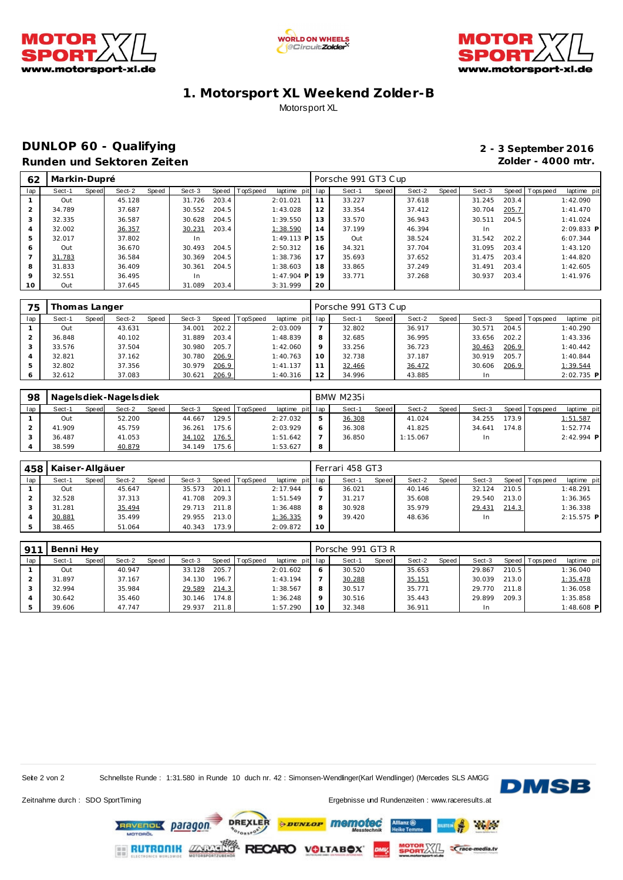# 1. Motorsport XL Weekend Zolder-B

Motorsport XL

## DUNLOP 60 - Qualifying

### Runden und Sektoren Zeiten

**2 - 3 September 2016**
**Zolder - 4000 mtr.**

| 62 | Markin-Dupré | | | | | | | | Porsche 991 GT3 Cup | | | | | | | |
|---|---|---|---|---|---|---|---|---|---|---|---|---|---|---|---|---|
| lap | Sect-1 | Speed | Sect-2 | Speed | Sect-3 | Speed | TopSpeed | laptime pit | lap | Sect-1 | Speed | Sect-2 | Speed | Sect-3 | Speed | Topspeed laptime pit |
| 1 | Out | | 45.128 | | 31.726 | 203.4 | | 2:01.021 | 11 | 33.227 | | 37.618 | | 31.245 | 203.4 | 1:42.090 |
| 2 | 34.789 | | 37.687 | | 30.552 | 204.5 | | 1:43.028 | 12 | 33.354 | | 37.412 | | 30.704 | 205.7 | 1:41.470 |
| 3 | 32.335 | | 36.587 | | 30.628 | 204.5 | | 1:39.550 | 13 | 33.570 | | 36.943 | | 30.511 | 204.5 | 1:41.024 |
| 4 | 32.002 | | 36.357 | | 30.231 | 203.4 | | 1:38.590 | 14 | 37.199 | | 46.394 | | In | | 2:09.833 P |
| 5 | 32.017 | | 37.802 | | In | | | 1:49.113 P | 15 | Out | | 38.524 | | 31.542 | 202.2 | 6:07.344 |
| 6 | Out | | 36.670 | | 30.493 | 204.5 | | 2:50.312 | 16 | 34.321 | | 37.704 | | 31.095 | 203.4 | 1:43.120 |
| 7 | 31.783 | | 36.584 | | 30.369 | 204.5 | | 1:38.736 | 17 | 35.693 | | 37.652 | | 31.475 | 203.4 | 1:44.820 |
| 8 | 31.833 | | 36.409 | | 30.361 | 204.5 | | 1:38.603 | 18 | 33.865 | | 37.249 | | 31.491 | 203.4 | 1:42.605 |
| 9 | 32.551 | | 36.495 | | In | | | 1:47.904 P | 19 | 33.771 | | 37.268 | | 30.937 | 203.4 | 1:41.976 |
| 10 | Out | | 37.645 | | 31.089 | 203.4 | | 3:31.999 | 20 | | | | | | | |

| 75 | Thomas Langer | | | | | | | | Porsche 991 GT3 Cup | | | | | | | |
|---|---|---|---|---|---|---|---|---|---|---|---|---|---|---|---|---|
| lap | Sect-1 | Speed | Sect-2 | Speed | Sect-3 | Speed | TopSpeed | laptime pit | lap | Sect-1 | Speed | Sect-2 | Speed | Sect-3 | Speed | Topspeed laptime pit |
| 1 | Out | | 43.631 | | 34.001 | 202.2 | | 2:03.009 | 7 | 32.802 | | 36.917 | | 30.571 | 204.5 | 1:40.290 |
| 2 | 36.848 | | 40.102 | | 31.889 | 203.4 | | 1:48.839 | 8 | 32.685 | | 36.995 | | 33.656 | 202.2 | 1:43.336 |
| 3 | 33.576 | | 37.504 | | 30.980 | 205.7 | | 1:42.060 | 9 | 33.256 | | 36.723 | | 30.463 | 206.9 | 1:40.442 |
| 4 | 32.821 | | 37.162 | | 30.780 | 206.9 | | 1:40.763 | 10 | 32.738 | | 37.187 | | 30.919 | 205.7 | 1:40.844 |
| 5 | 32.802 | | 37.356 | | 30.979 | 206.9 | | 1:41.137 | 11 | 32.466 | | 36.472 | | 30.606 | 206.9 | 1:39.544 |
| 6 | 32.612 | | 37.083 | | 30.621 | 206.9 | | 1:40.316 | 12 | 34.996 | | 43.885 | | In | | 2:02.735 P |

| 98 | Nagelsdiek-Nagelsdiek | | | | | | | | BMW M235i | | | | | | | |
|---|---|---|---|---|---|---|---|---|---|---|---|---|---|---|---|---|
| lap | Sect-1 | Speed | Sect-2 | Speed | Sect-3 | Speed | TopSpeed | laptime pit | lap | Sect-1 | Speed | Sect-2 | Speed | Sect-3 | Speed | Topspeed laptime pit |
| 1 | Out | | 52.200 | | 44.667 | 129.5 | | 2:27.032 | 5 | 36.308 | | 41.024 | | 34.255 | 173.9 | 1:51.587 |
| 2 | 41.909 | | 45.759 | | 36.261 | 175.6 | | 2:03.929 | 6 | 36.308 | | 41.825 | | 34.641 | 174.8 | 1:52.774 |
| 3 | 36.487 | | 41.053 | | 34.102 | 176.5 | | 1:51.642 | 7 | 36.850 | | 1:15.067 | | In | | 2:42.994 P |
| 4 | 38.599 | | 40.879 | | 34.149 | 175.6 | | 1:53.627 | 8 | | | | | | | |

| 458 | Kaiser-Allgäuer | | | | | | | | Ferrari 458 GT3 | | | | | | | |
|---|---|---|---|---|---|---|---|---|---|---|---|---|---|---|---|---|
| lap | Sect-1 | Speed | Sect-2 | Speed | Sect-3 | Speed | TopSpeed | laptime pit | lap | Sect-1 | Speed | Sect-2 | Speed | Sect-3 | Speed | Topspeed laptime pit |
| 1 | Out | | 45.647 | | 35.573 | 201.1 | | 2:17.944 | 6 | 36.021 | | 40.146 | | 32.124 | 210.5 | 1:48.291 |
| 2 | 32.528 | | 37.313 | | 41.708 | 209.3 | | 1:51.549 | 7 | 31.217 | | 35.608 | | 29.540 | 213.0 | 1:36.365 |
| 3 | 31.281 | | 35.494 | | 29.713 | 211.8 | | 1:36.488 | 8 | 30.928 | | 35.979 | | 29.431 | 214.3 | 1:36.338 |
| 4 | 30.881 | | 35.499 | | 29.955 | 213.0 | | 1:36.335 | 9 | 39.420 | | 48.636 | | In | | 2:15.575 P |
| 5 | 38.465 | | 51.064 | | 40.343 | 173.9 | | 2:09.872 | 10 | | | | | | | |

| 911 | Benni Hey | | | | | | | | Porsche 991 GT3 R | | | | | | | |
|---|---|---|---|---|---|---|---|---|---|---|---|---|---|---|---|---|
| lap | Sect-1 | Speed | Sect-2 | Speed | Sect-3 | Speed | TopSpeed | laptime pit | lap | Sect-1 | Speed | Sect-2 | Speed | Sect-3 | Speed | Topspeed laptime pit |
| 1 | Out | | 40.947 | | 33.128 | 205.7 | | 2:01.602 | 6 | 30.520 | | 35.653 | | 29.867 | 210.5 | 1:36.040 |
| 2 | 31.897 | | 37.167 | | 34.130 | 196.7 | | 1:43.194 | 7 | 30.288 | | 35.151 | | 30.039 | 213.0 | 1:35.478 |
| 3 | 32.994 | | 35.984 | | 29.589 | 214.3 | | 1:38.567 | 8 | 30.517 | | 35.771 | | 29.770 | 211.8 | 1:36.058 |
| 4 | 30.642 | | 35.460 | | 30.146 | 174.8 | | 1:36.248 | 9 | 30.516 | | 35.443 | | 29.899 | 209.3 | 1:35.858 |
| 5 | 39.606 | | 47.747 | | 29.937 | 211.8 | | 1:57.290 | 10 | 32.348 | | 36.911 | | In | | 1:48.608 P |

Schnellste Runde : 1:31.580 in Runde 10 duch nr. 42 : Simonsen-Wendlinger(Karl Wendlinger) (Mercedes SLS AMGG

Zeitnahme durch : SDO SportTiming

Ergebnisse und Rundenzeiten : www.raceresults.at